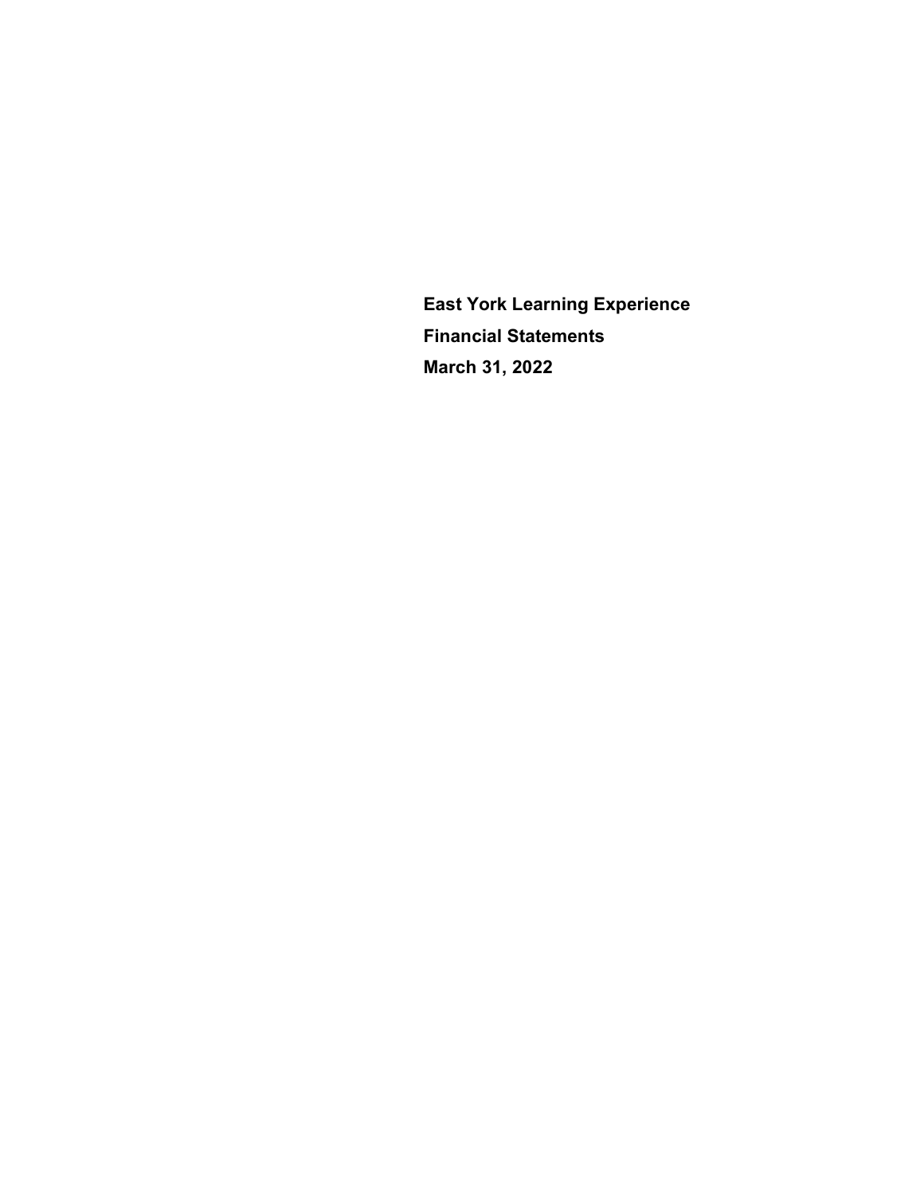**East York Learning Experience**

**Financial Statements**

**March 31, 2022**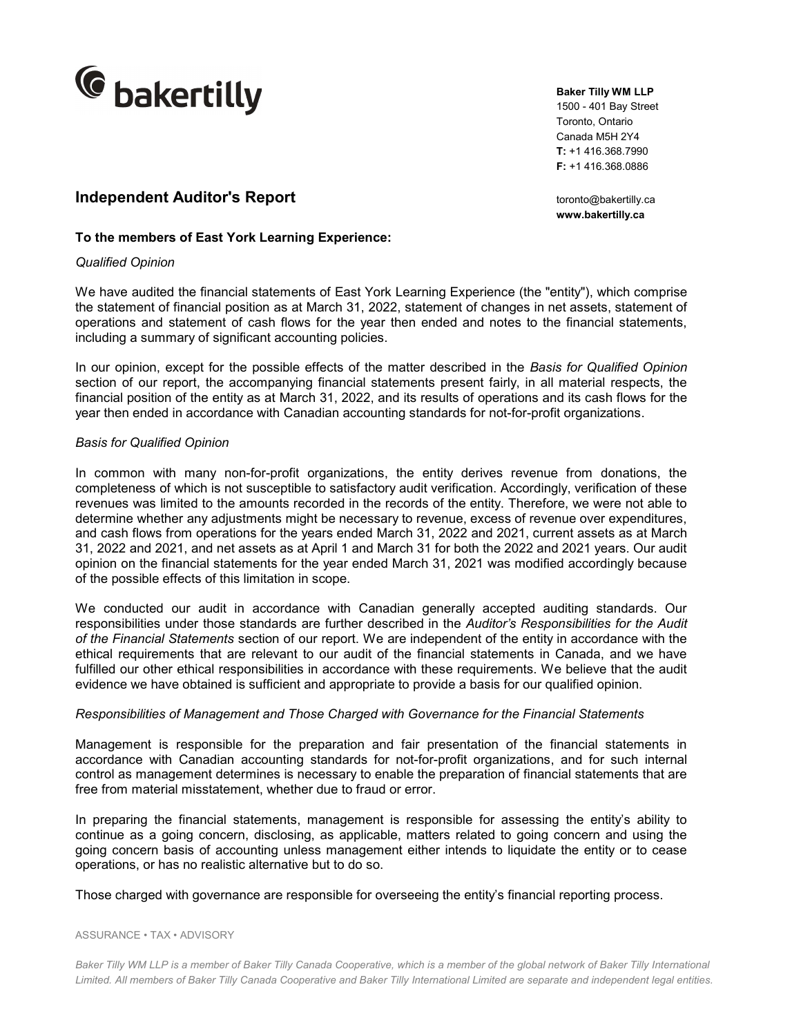**Baker Tilly WM LLP**
1500 - 401 Bay Street
Toronto, Ontario
Canada M5H 2Y4
**T:** +1 416.368.7990
**F:** +1 416.368.0886

toronto@bakertilly.ca
**www.bakertilly.ca**

# Independent Auditor's Report

**To the members of East York Learning Experience:**

*Qualified Opinion*

We have audited the financial statements of East York Learning Experience (the "entity"), which comprise the statement of financial position as at March 31, 2022, statement of changes in net assets, statement of operations and statement of cash flows for the year then ended and notes to the financial statements, including a summary of significant accounting policies.

In our opinion, except for the possible effects of the matter described in the *Basis for Qualified Opinion* section of our report, the accompanying financial statements present fairly, in all material respects, the financial position of the entity as at March 31, 2022, and its results of operations and its cash flows for the year then ended in accordance with Canadian accounting standards for not-for-profit organizations.

*Basis for Qualified Opinion*

In common with many non-for-profit organizations, the entity derives revenue from donations, the completeness of which is not susceptible to satisfactory audit verification. Accordingly, verification of these revenues was limited to the amounts recorded in the records of the entity. Therefore, we were not able to determine whether any adjustments might be necessary to revenue, excess of revenue over expenditures, and cash flows from operations for the years ended March 31, 2022 and 2021, current assets as at March 31, 2022 and 2021, and net assets as at April 1 and March 31 for both the 2022 and 2021 years. Our audit opinion on the financial statements for the year ended March 31, 2021 was modified accordingly because of the possible effects of this limitation in scope.

We conducted our audit in accordance with Canadian generally accepted auditing standards. Our responsibilities under those standards are further described in the *Auditor's Responsibilities for the Audit of the Financial Statements* section of our report. We are independent of the entity in accordance with the ethical requirements that are relevant to our audit of the financial statements in Canada, and we have fulfilled our other ethical responsibilities in accordance with these requirements. We believe that the audit evidence we have obtained is sufficient and appropriate to provide a basis for our qualified opinion.

*Responsibilities of Management and Those Charged with Governance for the Financial Statements*

Management is responsible for the preparation and fair presentation of the financial statements in accordance with Canadian accounting standards for not-for-profit organizations, and for such internal control as management determines is necessary to enable the preparation of financial statements that are free from material misstatement, whether due to fraud or error.

In preparing the financial statements, management is responsible for assessing the entity's ability to continue as a going concern, disclosing, as applicable, matters related to going concern and using the going concern basis of accounting unless management either intends to liquidate the entity or to cease operations, or has no realistic alternative but to do so.

Those charged with governance are responsible for overseeing the entity's financial reporting process.

ASSURANCE • TAX • ADVISORY

*Baker Tilly WM LLP is a member of Baker Tilly Canada Cooperative, which is a member of the global network of Baker Tilly International Limited. All members of Baker Tilly Canada Cooperative and Baker Tilly International Limited are separate and independent legal entities.*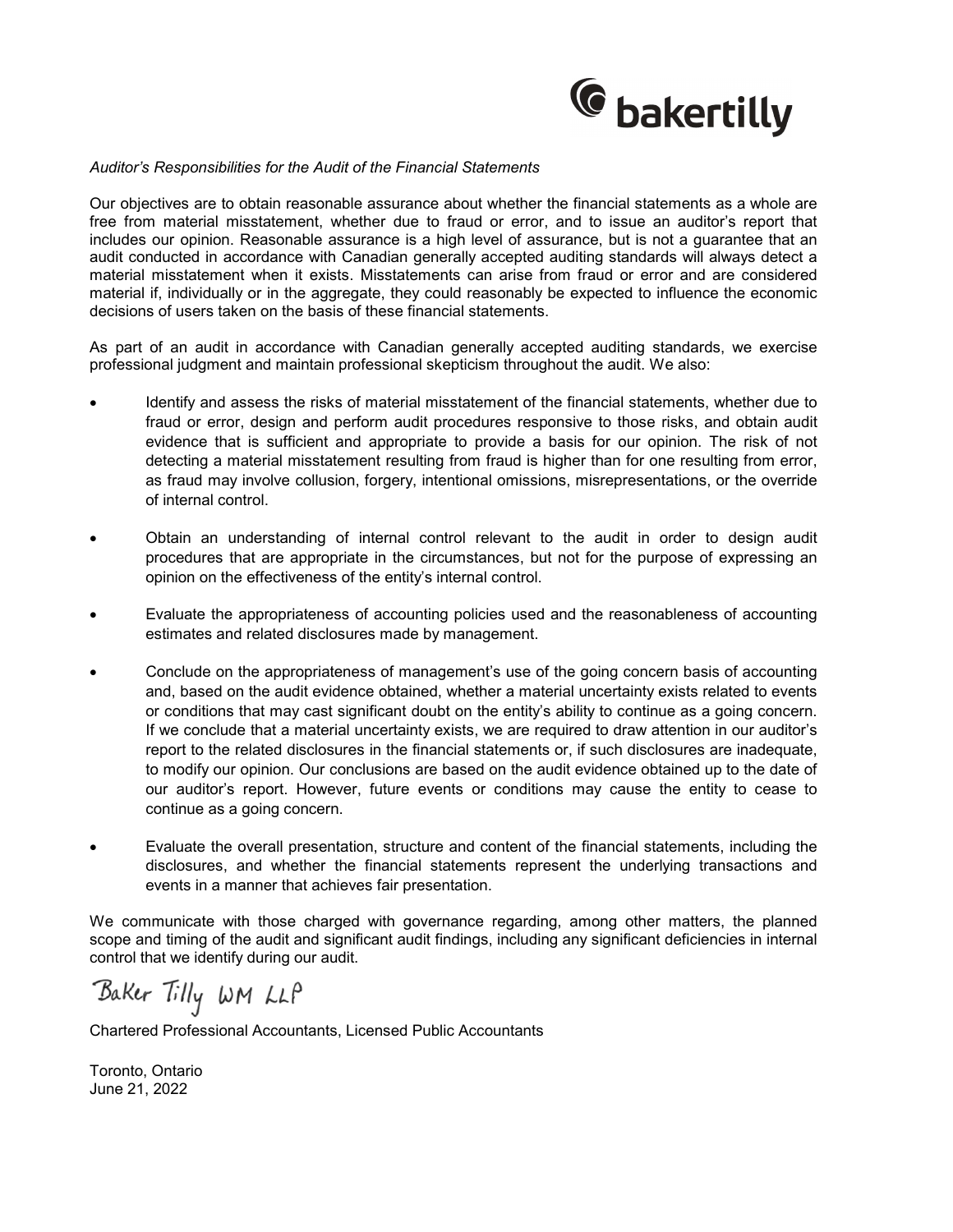*Auditor's Responsibilities for the Audit of the Financial Statements*

Our objectives are to obtain reasonable assurance about whether the financial statements as a whole are free from material misstatement, whether due to fraud or error, and to issue an auditor's report that includes our opinion. Reasonable assurance is a high level of assurance, but is not a guarantee that an audit conducted in accordance with Canadian generally accepted auditing standards will always detect a material misstatement when it exists. Misstatements can arise from fraud or error and are considered material if, individually or in the aggregate, they could reasonably be expected to influence the economic decisions of users taken on the basis of these financial statements.

As part of an audit in accordance with Canadian generally accepted auditing standards, we exercise professional judgment and maintain professional skepticism throughout the audit. We also:

- Identify and assess the risks of material misstatement of the financial statements, whether due to fraud or error, design and perform audit procedures responsive to those risks, and obtain audit evidence that is sufficient and appropriate to provide a basis for our opinion. The risk of not detecting a material misstatement resulting from fraud is higher than for one resulting from error, as fraud may involve collusion, forgery, intentional omissions, misrepresentations, or the override of internal control.

- Obtain an understanding of internal control relevant to the audit in order to design audit procedures that are appropriate in the circumstances, but not for the purpose of expressing an opinion on the effectiveness of the entity's internal control.

- Evaluate the appropriateness of accounting policies used and the reasonableness of accounting estimates and related disclosures made by management.

- Conclude on the appropriateness of management's use of the going concern basis of accounting and, based on the audit evidence obtained, whether a material uncertainty exists related to events or conditions that may cast significant doubt on the entity's ability to continue as a going concern. If we conclude that a material uncertainty exists, we are required to draw attention in our auditor's report to the related disclosures in the financial statements or, if such disclosures are inadequate, to modify our opinion. Our conclusions are based on the audit evidence obtained up to the date of our auditor's report. However, future events or conditions may cause the entity to cease to continue as a going concern.

- Evaluate the overall presentation, structure and content of the financial statements, including the disclosures, and whether the financial statements represent the underlying transactions and events in a manner that achieves fair presentation.

We communicate with those charged with governance regarding, among other matters, the planned scope and timing of the audit and significant audit findings, including any significant deficiencies in internal control that we identify during our audit.

Baker Tilly WM LLP

Chartered Professional Accountants, Licensed Public Accountants

Toronto, Ontario
June 21, 2022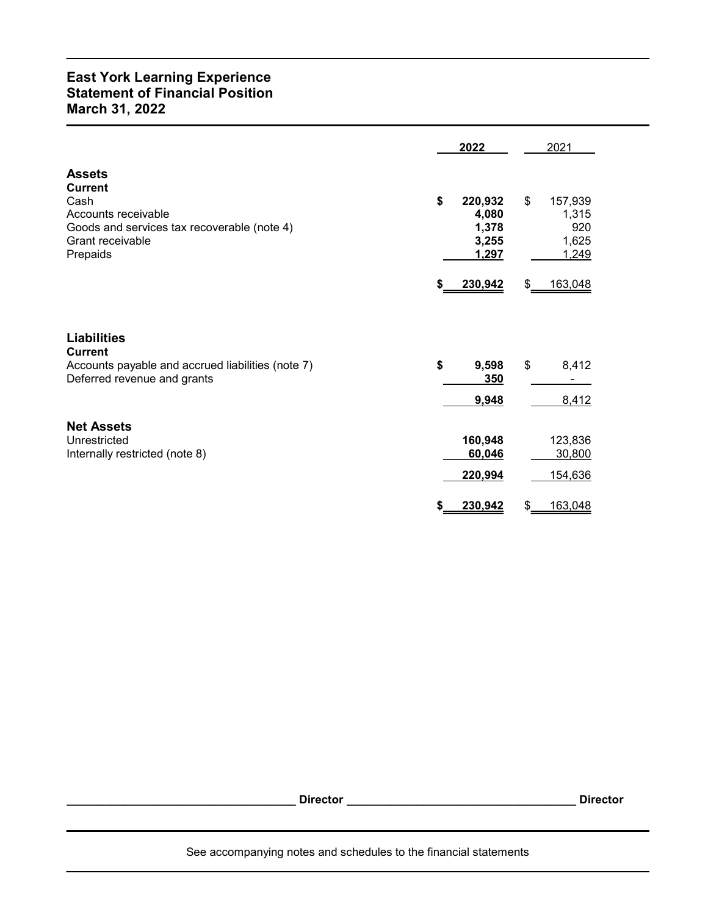# East York Learning Experience
## Statement of Financial Position
## March 31, 2022

| | 2022 | 2021 |
|---|---|---|
| **Assets** | | |
| **Current** | | |
| Cash | $ 220,932 | $ 157,939 |
| Accounts receivable | 4,080 | 1,315 |
| Goods and services tax recoverable (note 4) | 1,378 | 920 |
| Grant receivable | 3,255 | 1,625 |
| Prepaids | 1,297 | 1,249 |
| | $ 230,942 | $ 163,048 |
| **Liabilities** | | |
| **Current** | | |
| Accounts payable and accrued liabilities (note 7) | $ 9,598 | $ 8,412 |
| Deferred revenue and grants | 350 | - |
| | 9,948 | 8,412 |
| **Net Assets** | | |
| Unrestricted | 160,948 | 123,836 |
| Internally restricted (note 8) | 60,046 | 30,800 |
| | 220,994 | 154,636 |
| | $ 230,942 | $ 163,048 |

_________________________________ **Director** _________________________________ **Director**

See accompanying notes and schedules to the financial statements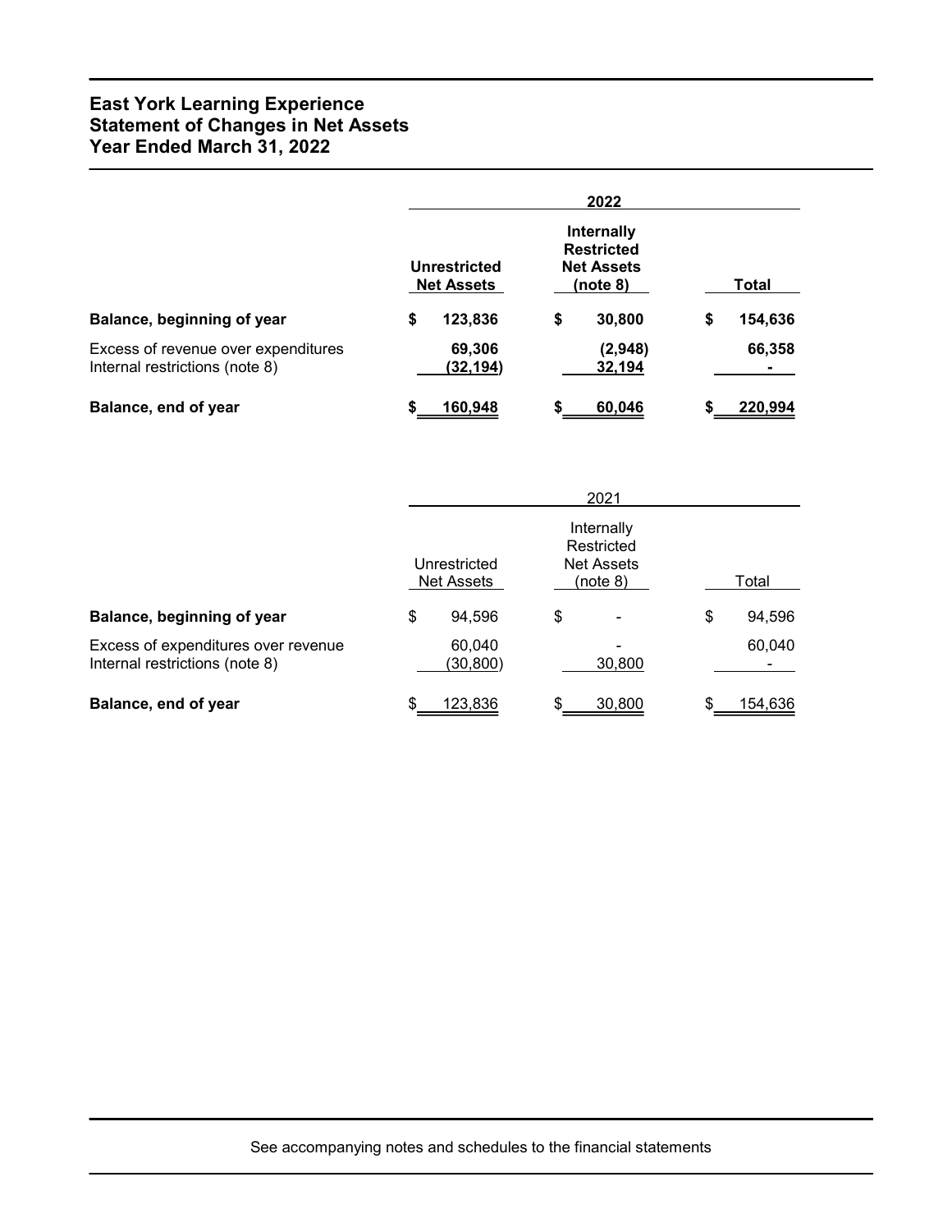# East York Learning Experience
# Statement of Changes in Net Assets
# Year Ended March 31, 2022

| | 2022 | | |
|---|---|---|---|
| | **Unrestricted Net Assets** | **Internally Restricted Net Assets (note 8)** | **Total** |
| **Balance, beginning of year** | **$ 123,836** | **$ 30,800** | **$ 154,636** |
| Excess of revenue over expenditures | **69,306** | **(2,948)** | **66,358** |
| Internal restrictions (note 8) | **(32,194)** | **32,194** | **-** |
| **Balance, end of year** | **$ 160,948** | **$ 60,046** | **$ 220,994** |

| | 2021 | | |
|---|---|---|---|
| | Unrestricted Net Assets | Internally Restricted Net Assets (note 8) | Total |
| **Balance, beginning of year** | $ 94,596 | $ - | $ 94,596 |
| Excess of expenditures over revenue | 60,040 | - | 60,040 |
| Internal restrictions (note 8) | (30,800) | 30,800 | - |
| **Balance, end of year** | $ 123,836 | $ 30,800 | $ 154,636 |

See accompanying notes and schedules to the financial statements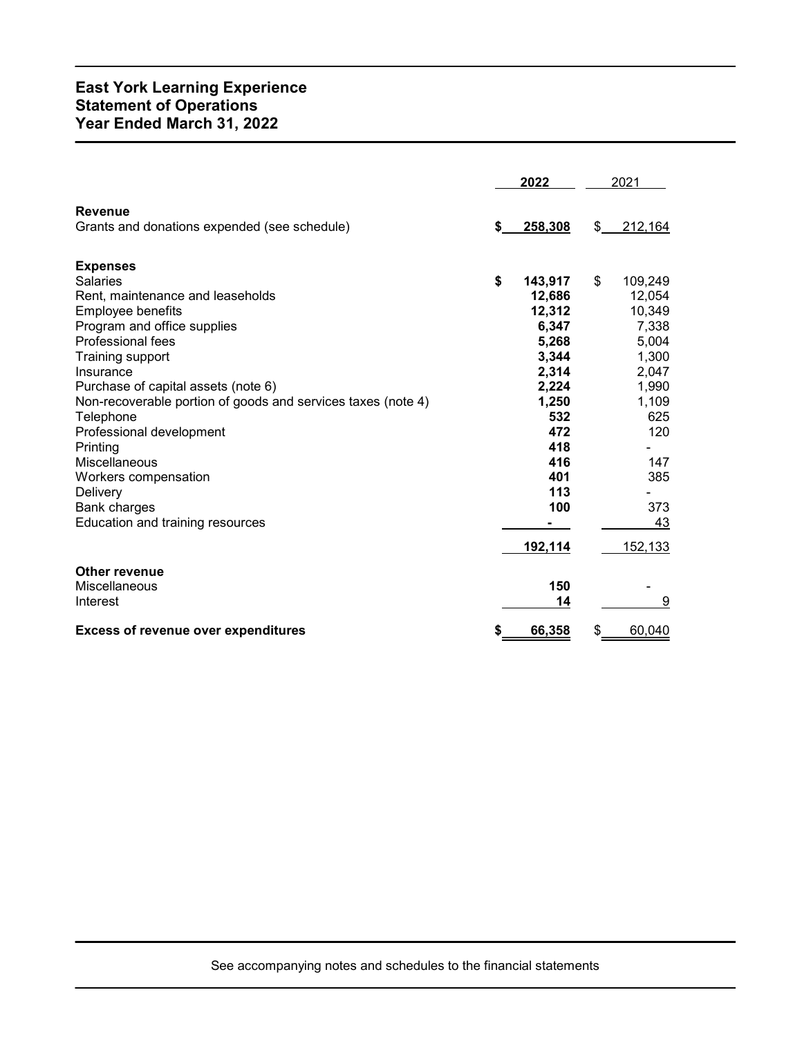# East York Learning Experience
## Statement of Operations
## Year Ended March 31, 2022

| | 2022 | 2021 |
|---|---|---|
| **Revenue** | | |
| Grants and donations expended (see schedule) | **$ 258,308** | $ 212,164 |
| **Expenses** | | |
| Salaries | **$ 143,917** | $ 109,249 |
| Rent, maintenance and leaseholds | **12,686** | 12,054 |
| Employee benefits | **12,312** | 10,349 |
| Program and office supplies | **6,347** | 7,338 |
| Professional fees | **5,268** | 5,004 |
| Training support | **3,344** | 1,300 |
| Insurance | **2,314** | 2,047 |
| Purchase of capital assets (note 6) | **2,224** | 1,990 |
| Non-recoverable portion of goods and services taxes (note 4) | **1,250** | 1,109 |
| Telephone | **532** | 625 |
| Professional development | **472** | 120 |
| Printing | **418** | - |
| Miscellaneous | **416** | 147 |
| Workers compensation | **401** | 385 |
| Delivery | **113** | - |
| Bank charges | **100** | 373 |
| Education and training resources | **-** | 43 |
| | **192,114** | 152,133 |
| **Other revenue** | | |
| Miscellaneous | **150** | - |
| Interest | **14** | 9 |
| **Excess of revenue over expenditures** | **$ 66,358** | $ 60,040 |

See accompanying notes and schedules to the financial statements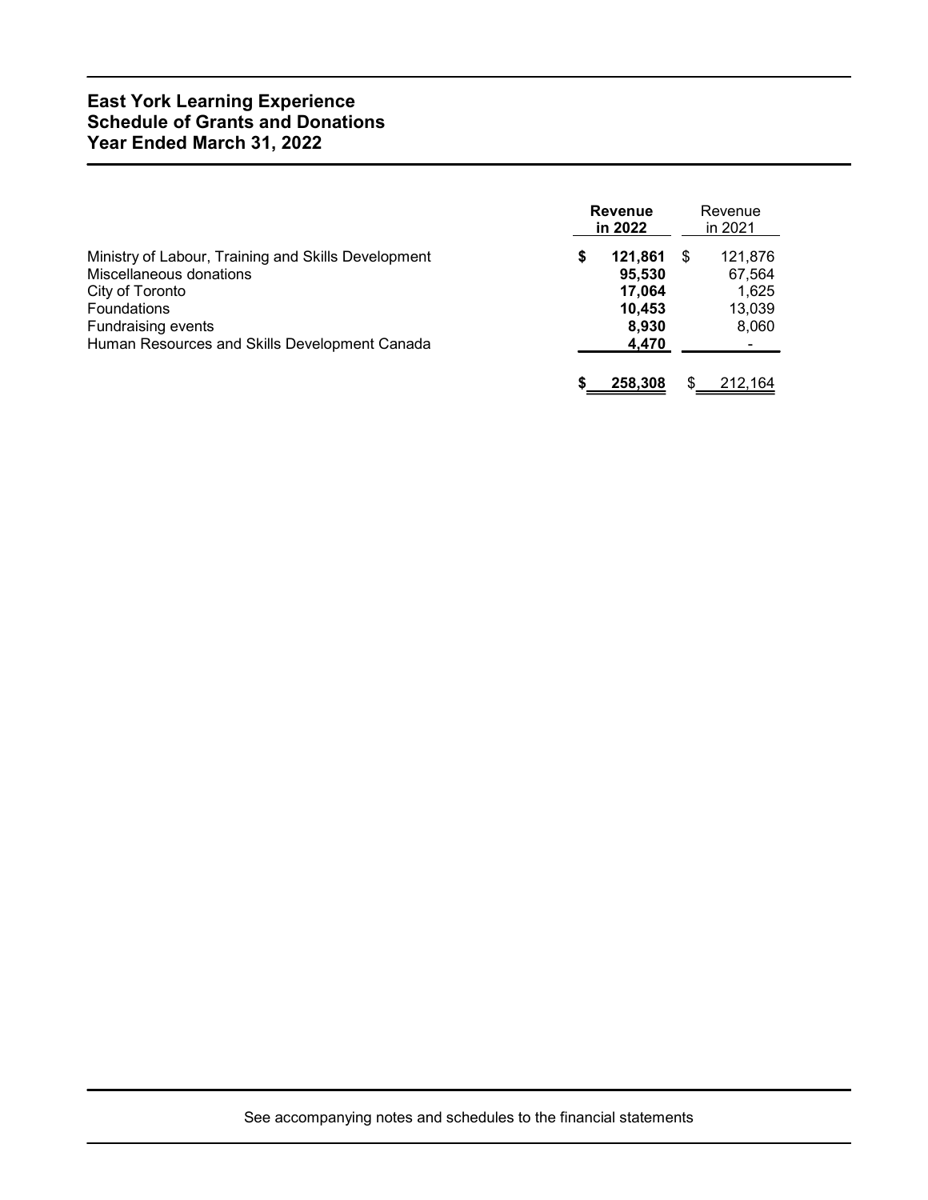# East York Learning Experience
# Schedule of Grants and Donations
# Year Ended March 31, 2022

| | **Revenue in 2022** | Revenue in 2021 |
|---|---|---|
| Ministry of Labour, Training and Skills Development | **$ 121,861** | $ 121,876 |
| Miscellaneous donations | **95,530** | 67,564 |
| City of Toronto | **17,064** | 1,625 |
| Foundations | **10,453** | 13,039 |
| Fundraising events | **8,930** | 8,060 |
| Human Resources and Skills Development Canada | **4,470** | - |
| | **$ 258,308** | $ 212,164 |

See accompanying notes and schedules to the financial statements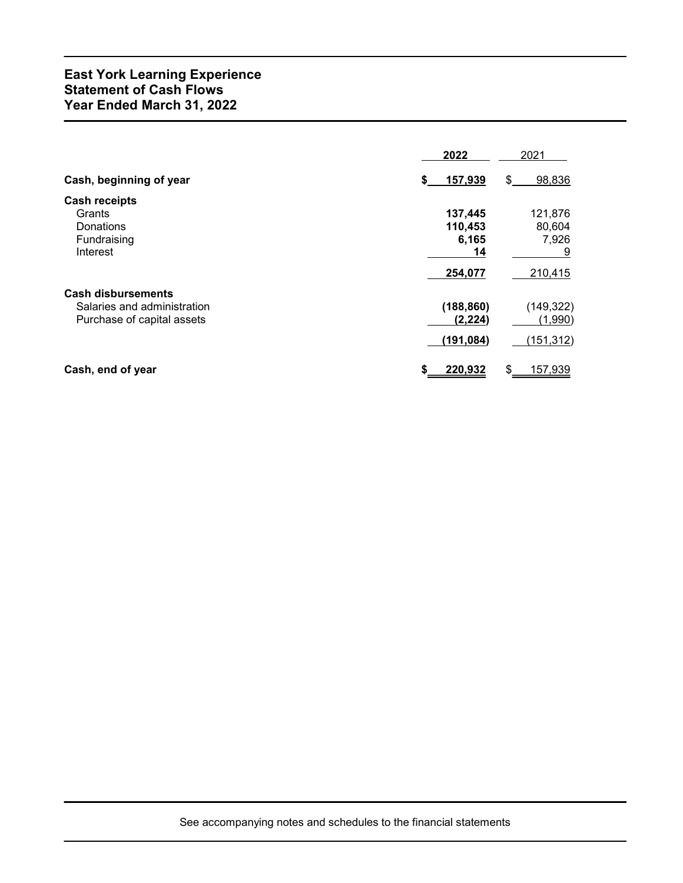# East York Learning Experience
## Statement of Cash Flows
## Year Ended March 31, 2022

| | 2022 | 2021 |
|---|---|---|
| **Cash, beginning of year** | **$ 157,939** | $ 98,836 |
| **Cash receipts** | | |
| Grants | **137,445** | 121,876 |
| Donations | **110,453** | 80,604 |
| Fundraising | **6,165** | 7,926 |
| Interest | **14** | 9 |
| | **254,077** | 210,415 |
| **Cash disbursements** | | |
| Salaries and administration | **(188,860)** | (149,322) |
| Purchase of capital assets | **(2,224)** | (1,990) |
| | **(191,084)** | (151,312) |
| **Cash, end of year** | **$ 220,932** | $ 157,939 |

See accompanying notes and schedules to the financial statements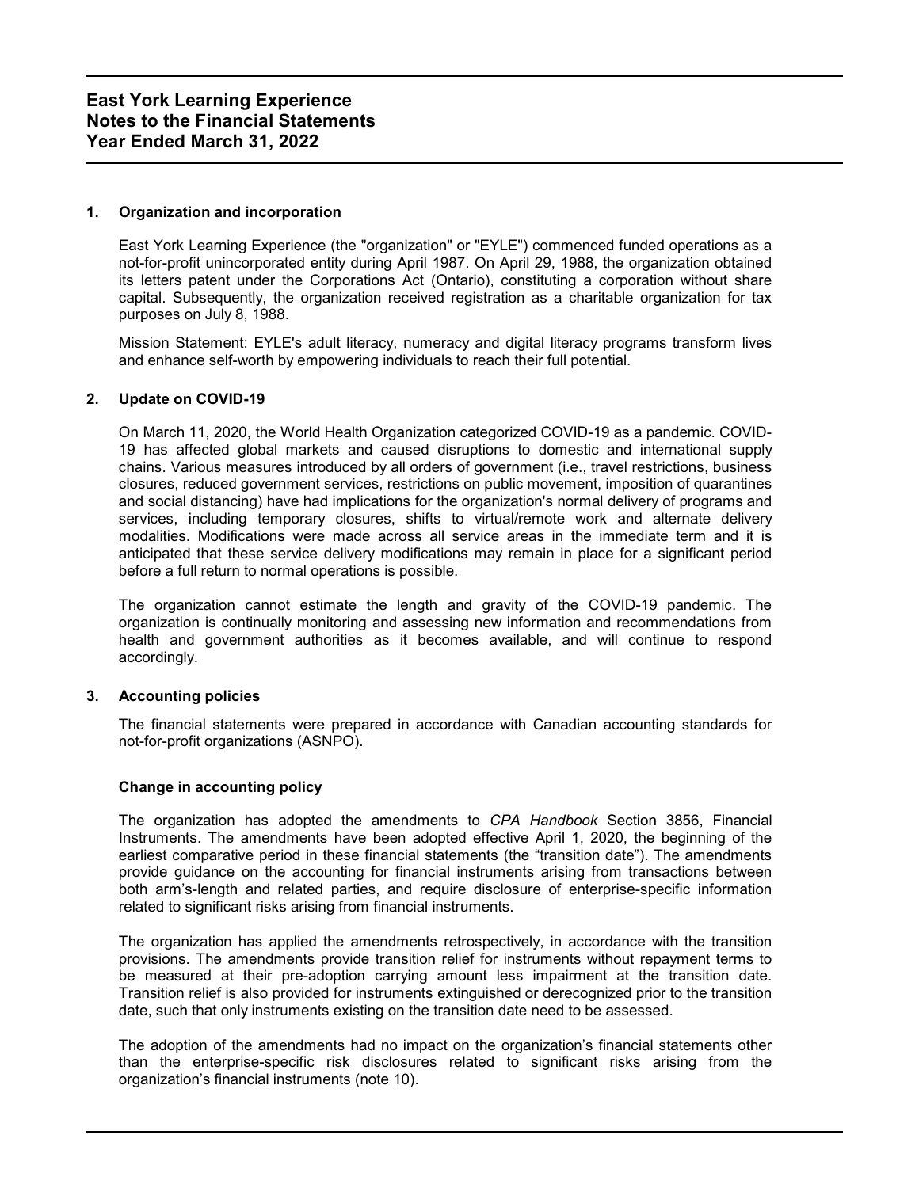# East York Learning Experience
# Notes to the Financial Statements
# Year Ended March 31, 2022

## 1. Organization and incorporation

East York Learning Experience (the "organization" or "EYLE") commenced funded operations as a not-for-profit unincorporated entity during April 1987. On April 29, 1988, the organization obtained its letters patent under the Corporations Act (Ontario), constituting a corporation without share capital. Subsequently, the organization received registration as a charitable organization for tax purposes on July 8, 1988.

Mission Statement: EYLE's adult literacy, numeracy and digital literacy programs transform lives and enhance self-worth by empowering individuals to reach their full potential.

## 2. Update on COVID-19

On March 11, 2020, the World Health Organization categorized COVID-19 as a pandemic. COVID-19 has affected global markets and caused disruptions to domestic and international supply chains. Various measures introduced by all orders of government (i.e., travel restrictions, business closures, reduced government services, restrictions on public movement, imposition of quarantines and social distancing) have had implications for the organization's normal delivery of programs and services, including temporary closures, shifts to virtual/remote work and alternate delivery modalities. Modifications were made across all service areas in the immediate term and it is anticipated that these service delivery modifications may remain in place for a significant period before a full return to normal operations is possible.

The organization cannot estimate the length and gravity of the COVID-19 pandemic. The organization is continually monitoring and assessing new information and recommendations from health and government authorities as it becomes available, and will continue to respond accordingly.

## 3. Accounting policies

The financial statements were prepared in accordance with Canadian accounting standards for not-for-profit organizations (ASNPO).

### Change in accounting policy

The organization has adopted the amendments to *CPA Handbook* Section 3856, Financial Instruments. The amendments have been adopted effective April 1, 2020, the beginning of the earliest comparative period in these financial statements (the "transition date"). The amendments provide guidance on the accounting for financial instruments arising from transactions between both arm's-length and related parties, and require disclosure of enterprise-specific information related to significant risks arising from financial instruments.

The organization has applied the amendments retrospectively, in accordance with the transition provisions. The amendments provide transition relief for instruments without repayment terms to be measured at their pre-adoption carrying amount less impairment at the transition date. Transition relief is also provided for instruments extinguished or derecognized prior to the transition date, such that only instruments existing on the transition date need to be assessed.

The adoption of the amendments had no impact on the organization's financial statements other than the enterprise-specific risk disclosures related to significant risks arising from the organization's financial instruments (note 10).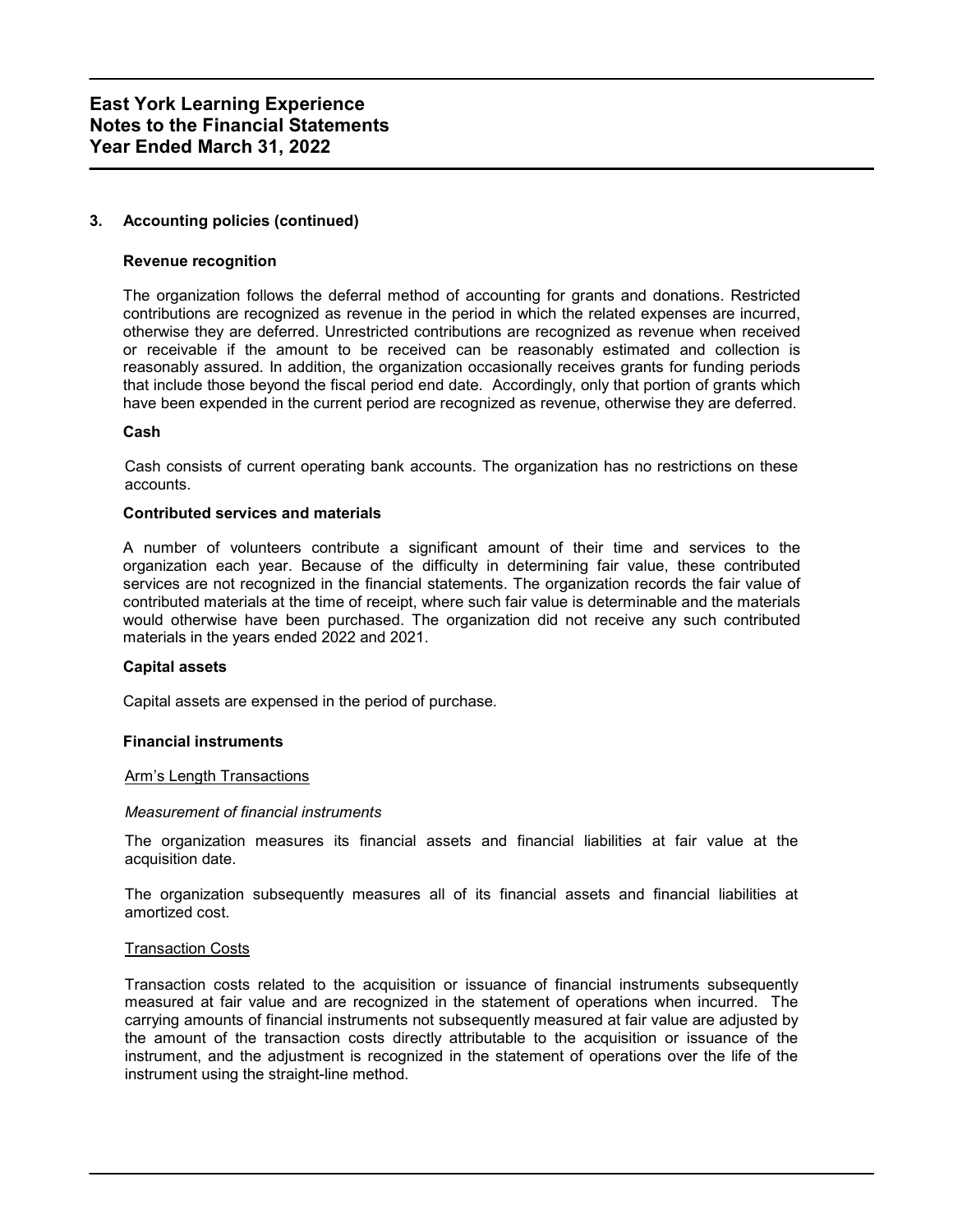# East York Learning Experience
# Notes to the Financial Statements
# Year Ended March 31, 2022

## 3. Accounting policies (continued)

### Revenue recognition

The organization follows the deferral method of accounting for grants and donations. Restricted contributions are recognized as revenue in the period in which the related expenses are incurred, otherwise they are deferred. Unrestricted contributions are recognized as revenue when received or receivable if the amount to be received can be reasonably estimated and collection is reasonably assured. In addition, the organization occasionally receives grants for funding periods that include those beyond the fiscal period end date. Accordingly, only that portion of grants which have been expended in the current period are recognized as revenue, otherwise they are deferred.

### Cash

Cash consists of current operating bank accounts. The organization has no restrictions on these accounts.

### Contributed services and materials

A number of volunteers contribute a significant amount of their time and services to the organization each year. Because of the difficulty in determining fair value, these contributed services are not recognized in the financial statements. The organization records the fair value of contributed materials at the time of receipt, where such fair value is determinable and the materials would otherwise have been purchased. The organization did not receive any such contributed materials in the years ended 2022 and 2021.

### Capital assets

Capital assets are expensed in the period of purchase.

### Financial instruments

Arm's Length Transactions

*Measurement of financial instruments*

The organization measures its financial assets and financial liabilities at fair value at the acquisition date.

The organization subsequently measures all of its financial assets and financial liabilities at amortized cost.

Transaction Costs

Transaction costs related to the acquisition or issuance of financial instruments subsequently measured at fair value and are recognized in the statement of operations when incurred. The carrying amounts of financial instruments not subsequently measured at fair value are adjusted by the amount of the transaction costs directly attributable to the acquisition or issuance of the instrument, and the adjustment is recognized in the statement of operations over the life of the instrument using the straight-line method.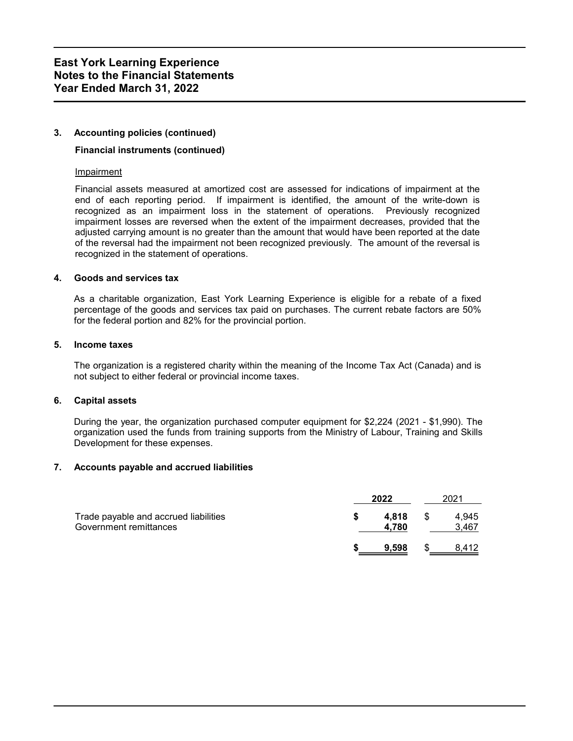# East York Learning Experience
# Notes to the Financial Statements
# Year Ended March 31, 2022

## 3. Accounting policies (continued)

### Financial instruments (continued)

Impairment

Financial assets measured at amortized cost are assessed for indications of impairment at the end of each reporting period. If impairment is identified, the amount of the write-down is recognized as an impairment loss in the statement of operations. Previously recognized impairment losses are reversed when the extent of the impairment decreases, provided that the adjusted carrying amount is no greater than the amount that would have been reported at the date of the reversal had the impairment not been recognized previously. The amount of the reversal is recognized in the statement of operations.

## 4. Goods and services tax

As a charitable organization, East York Learning Experience is eligible for a rebate of a fixed percentage of the goods and services tax paid on purchases. The current rebate factors are 50% for the federal portion and 82% for the provincial portion.

## 5. Income taxes

The organization is a registered charity within the meaning of the Income Tax Act (Canada) and is not subject to either federal or provincial income taxes.

## 6. Capital assets

During the year, the organization purchased computer equipment for $2,224 (2021 - $1,990). The organization used the funds from training supports from the Ministry of Labour, Training and Skills Development for these expenses.

## 7. Accounts payable and accrued liabilities

| | **2022** | 2021 |
|---|---|---|
| Trade payable and accrued liabilities | **$ 4,818** | $ 4,945 |
| Government remittances | **4,780** | 3,467 |
| | **$ 9,598** | $ 8,412 |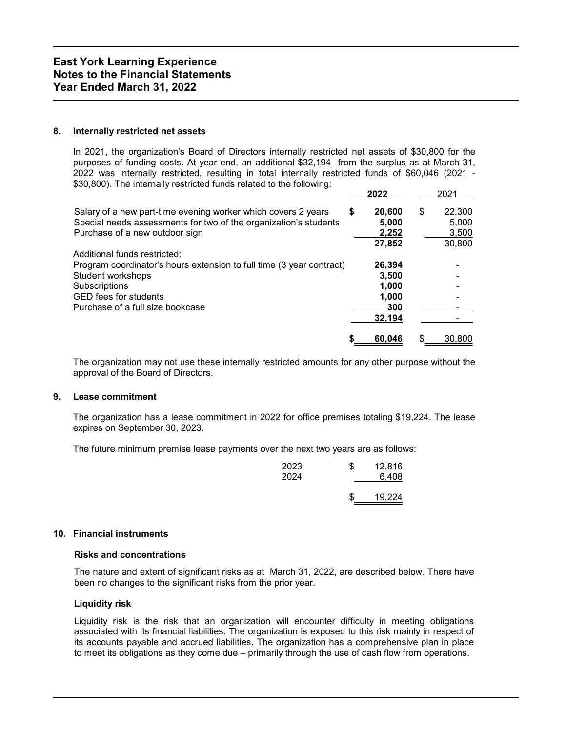# East York Learning Experience
# Notes to the Financial Statements
# Year Ended March 31, 2022

## 8. Internally restricted net assets

In 2021, the organization's Board of Directors internally restricted net assets of $30,800 for the purposes of funding costs. At year end, an additional $32,194 from the surplus as at March 31, 2022 was internally restricted, resulting in total internally restricted funds of $60,046 (2021 - $30,800). The internally restricted funds related to the following:

| | 2022 | 2021 |
|---|---|---|
| Salary of a new part-time evening worker which covers 2 years | $ 20,600 | $ 22,300 |
| Special needs assessments for two of the organization's students | 5,000 | 5,000 |
| Purchase of a new outdoor sign | 2,252 | 3,500 |
| | 27,852 | 30,800 |
| Additional funds restricted: | | |
| Program coordinator's hours extension to full time (3 year contract) | 26,394 | - |
| Student workshops | 3,500 | - |
| Subscriptions | 1,000 | - |
| GED fees for students | 1,000 | - |
| Purchase of a full size bookcase | 300 | - |
| | 32,194 | - |
| | $ 60,046 | $ 30,800 |

The organization may not use these internally restricted amounts for any other purpose without the approval of the Board of Directors.

## 9. Lease commitment

The organization has a lease commitment in 2022 for office premises totaling $19,224. The lease expires on September 30, 2023.

The future minimum premise lease payments over the next two years are as follows:

| | |
|---|---|
| 2023 | $ 12,816 |
| 2024 | 6,408 |
| | $ 19,224 |

## 10. Financial instruments

### Risks and concentrations

The nature and extent of significant risks as at March 31, 2022, are described below. There have been no changes to the significant risks from the prior year.

### Liquidity risk

Liquidity risk is the risk that an organization will encounter difficulty in meeting obligations associated with its financial liabilities. The organization is exposed to this risk mainly in respect of its accounts payable and accrued liabilities. The organization has a comprehensive plan in place to meet its obligations as they come due – primarily through the use of cash flow from operations.